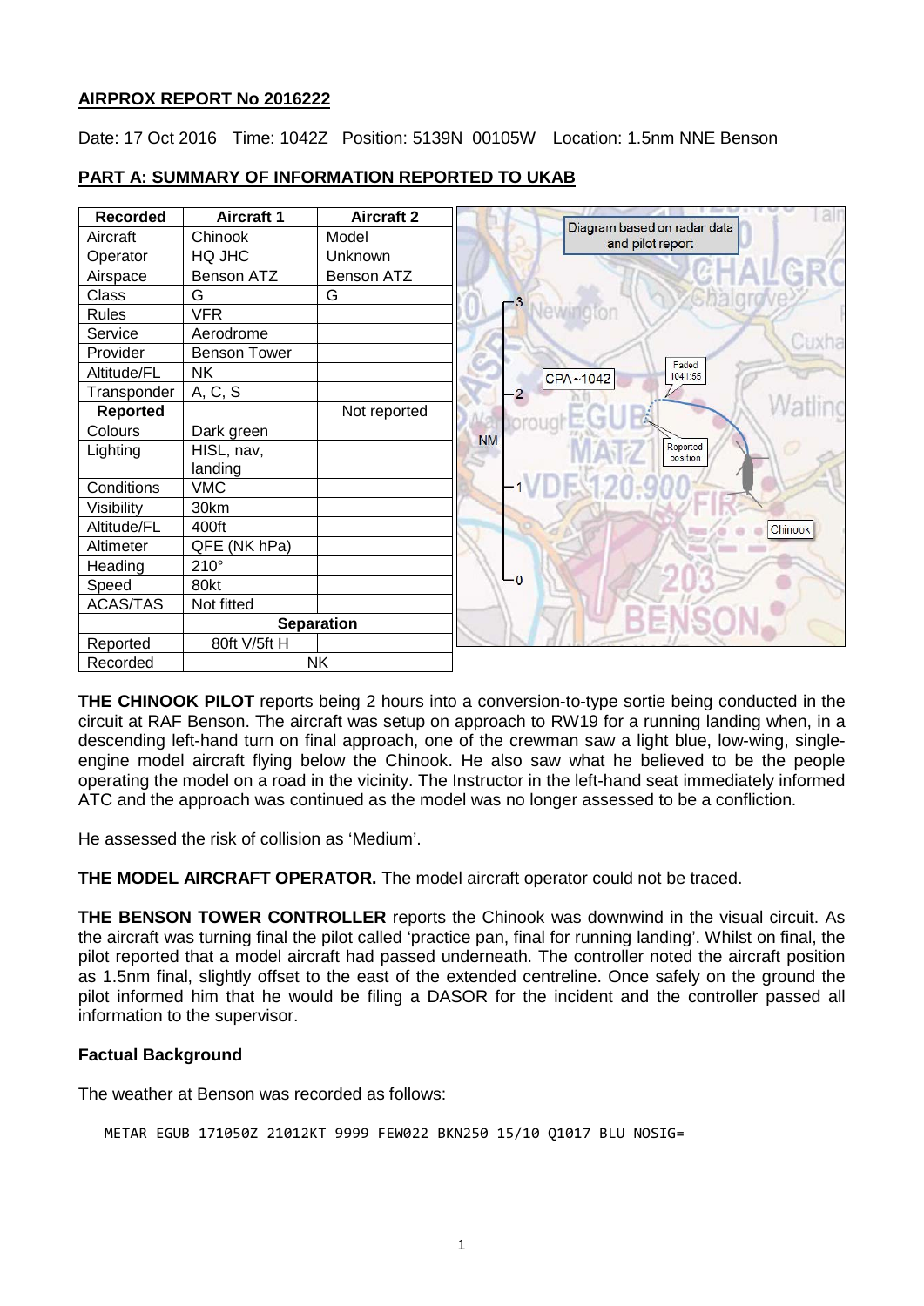**AIRPROX REPORT No 2016222**

Date: 17 Oct 2016 Time: 1042Z Position: 5139N 00105W Location: 1.5nm NNE Benson

**PART A: SUMMARY OF INFORMATION REPORTED TO UKAB**

| Recorded | Aircraft 1 | Aircraft 2 |
|---|---|---|
| Aircraft | Chinook | Model |
| Operator | HQ JHC | Unknown |
| Airspace | Benson ATZ | Benson ATZ |
| Class | G | G |
| Rules | VFR | |
| Service | Aerodrome | |
| Provider | Benson Tower | |
| Altitude/FL | NK | |
| Transponder | A, C, S | |
| **Reported** | | Not reported |
| Colours | Dark green | |
| Lighting | HISL, nav, landing | |
| Conditions | VMC | |
| Visibility | 30km | |
| Altitude/FL | 400ft | |
| Altimeter | QFE (NK hPa) | |
| Heading | 210° | |
| Speed | 80kt | |
| ACAS/TAS | Not fitted | |
| | **Separation** | |
| Reported | 80ft V/5ft H | |
| Recorded | NK | |

Diagram based on radar data and pilot report

CPA~1042

Faded 1041:55

Reported position

Chinook

NM

3

2

1

0

**THE CHINOOK PILOT** reports being 2 hours into a conversion-to-type sortie being conducted in the circuit at RAF Benson. The aircraft was setup on approach to RW19 for a running landing when, in a descending left-hand turn on final approach, one of the crewman saw a light blue, low-wing, single-engine model aircraft flying below the Chinook. He also saw what he believed to be the people operating the model on a road in the vicinity. The Instructor in the left-hand seat immediately informed ATC and the approach was continued as the model was no longer assessed to be a confliction.

He assessed the risk of collision as 'Medium'.

**THE MODEL AIRCRAFT OPERATOR.** The model aircraft operator could not be traced.

**THE BENSON TOWER CONTROLLER** reports the Chinook was downwind in the visual circuit. As the aircraft was turning final the pilot called 'practice pan, final for running landing'. Whilst on final, the pilot reported that a model aircraft had passed underneath. The controller noted the aircraft position as 1.5nm final, slightly offset to the east of the extended centreline. Once safely on the ground the pilot informed him that he would be filing a DASOR for the incident and the controller passed all information to the supervisor.

**Factual Background**

The weather at Benson was recorded as follows:

```
METAR EGUB 171050Z 21012KT 9999 FEW022 BKN250 15/10 Q1017 BLU NOSIG=
```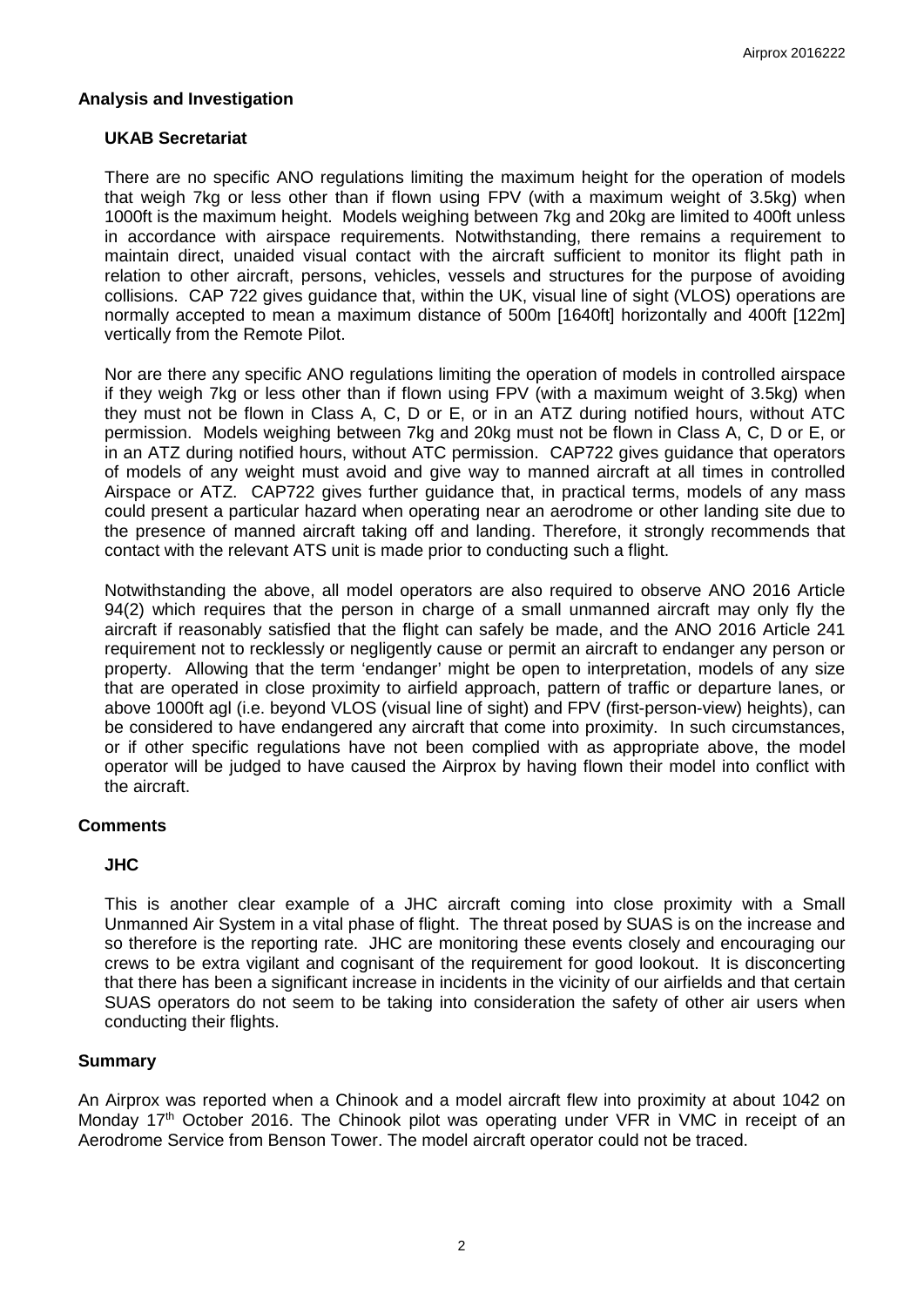## Analysis and Investigation

### UKAB Secretariat

There are no specific ANO regulations limiting the maximum height for the operation of models that weigh 7kg or less other than if flown using FPV (with a maximum weight of 3.5kg) when 1000ft is the maximum height. Models weighing between 7kg and 20kg are limited to 400ft unless in accordance with airspace requirements. Notwithstanding, there remains a requirement to maintain direct, unaided visual contact with the aircraft sufficient to monitor its flight path in relation to other aircraft, persons, vehicles, vessels and structures for the purpose of avoiding collisions. CAP 722 gives guidance that, within the UK, visual line of sight (VLOS) operations are normally accepted to mean a maximum distance of 500m [1640ft] horizontally and 400ft [122m] vertically from the Remote Pilot.

Nor are there any specific ANO regulations limiting the operation of models in controlled airspace if they weigh 7kg or less other than if flown using FPV (with a maximum weight of 3.5kg) when they must not be flown in Class A, C, D or E, or in an ATZ during notified hours, without ATC permission. Models weighing between 7kg and 20kg must not be flown in Class A, C, D or E, or in an ATZ during notified hours, without ATC permission. CAP722 gives guidance that operators of models of any weight must avoid and give way to manned aircraft at all times in controlled Airspace or ATZ. CAP722 gives further guidance that, in practical terms, models of any mass could present a particular hazard when operating near an aerodrome or other landing site due to the presence of manned aircraft taking off and landing. Therefore, it strongly recommends that contact with the relevant ATS unit is made prior to conducting such a flight.

Notwithstanding the above, all model operators are also required to observe ANO 2016 Article 94(2) which requires that the person in charge of a small unmanned aircraft may only fly the aircraft if reasonably satisfied that the flight can safely be made, and the ANO 2016 Article 241 requirement not to recklessly or negligently cause or permit an aircraft to endanger any person or property. Allowing that the term 'endanger' might be open to interpretation, models of any size that are operated in close proximity to airfield approach, pattern of traffic or departure lanes, or above 1000ft agl (i.e. beyond VLOS (visual line of sight) and FPV (first-person-view) heights), can be considered to have endangered any aircraft that come into proximity. In such circumstances, or if other specific regulations have not been complied with as appropriate above, the model operator will be judged to have caused the Airprox by having flown their model into conflict with the aircraft.

## Comments

### JHC

This is another clear example of a JHC aircraft coming into close proximity with a Small Unmanned Air System in a vital phase of flight. The threat posed by SUAS is on the increase and so therefore is the reporting rate. JHC are monitoring these events closely and encouraging our crews to be extra vigilant and cognisant of the requirement for good lookout. It is disconcerting that there has been a significant increase in incidents in the vicinity of our airfields and that certain SUAS operators do not seem to be taking into consideration the safety of other air users when conducting their flights.

## Summary

An Airprox was reported when a Chinook and a model aircraft flew into proximity at about 1042 on Monday 17th October 2016. The Chinook pilot was operating under VFR in VMC in receipt of an Aerodrome Service from Benson Tower. The model aircraft operator could not be traced.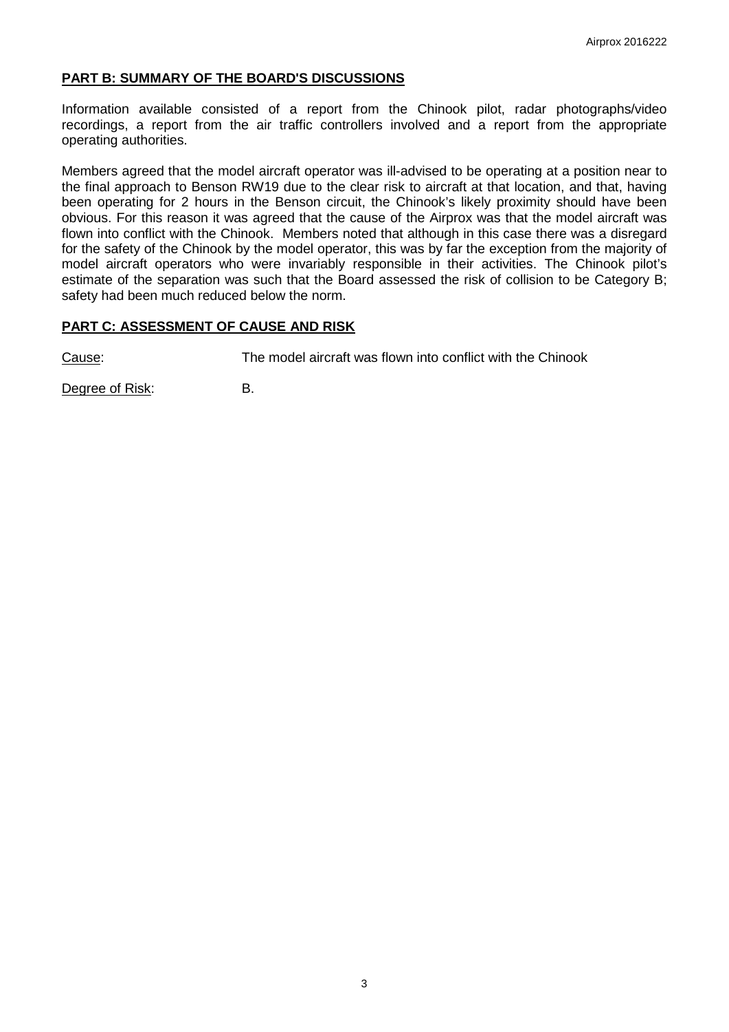## PART B: SUMMARY OF THE BOARD'S DISCUSSIONS

Information available consisted of a report from the Chinook pilot, radar photographs/video recordings, a report from the air traffic controllers involved and a report from the appropriate operating authorities.

Members agreed that the model aircraft operator was ill-advised to be operating at a position near to the final approach to Benson RW19 due to the clear risk to aircraft at that location, and that, having been operating for 2 hours in the Benson circuit, the Chinook's likely proximity should have been obvious. For this reason it was agreed that the cause of the Airprox was that the model aircraft was flown into conflict with the Chinook. Members noted that although in this case there was a disregard for the safety of the Chinook by the model operator, this was by far the exception from the majority of model aircraft operators who were invariably responsible in their activities. The Chinook pilot's estimate of the separation was such that the Board assessed the risk of collision to be Category B; safety had been much reduced below the norm.

## PART C: ASSESSMENT OF CAUSE AND RISK

Cause: The model aircraft was flown into conflict with the Chinook

Degree of Risk: B.